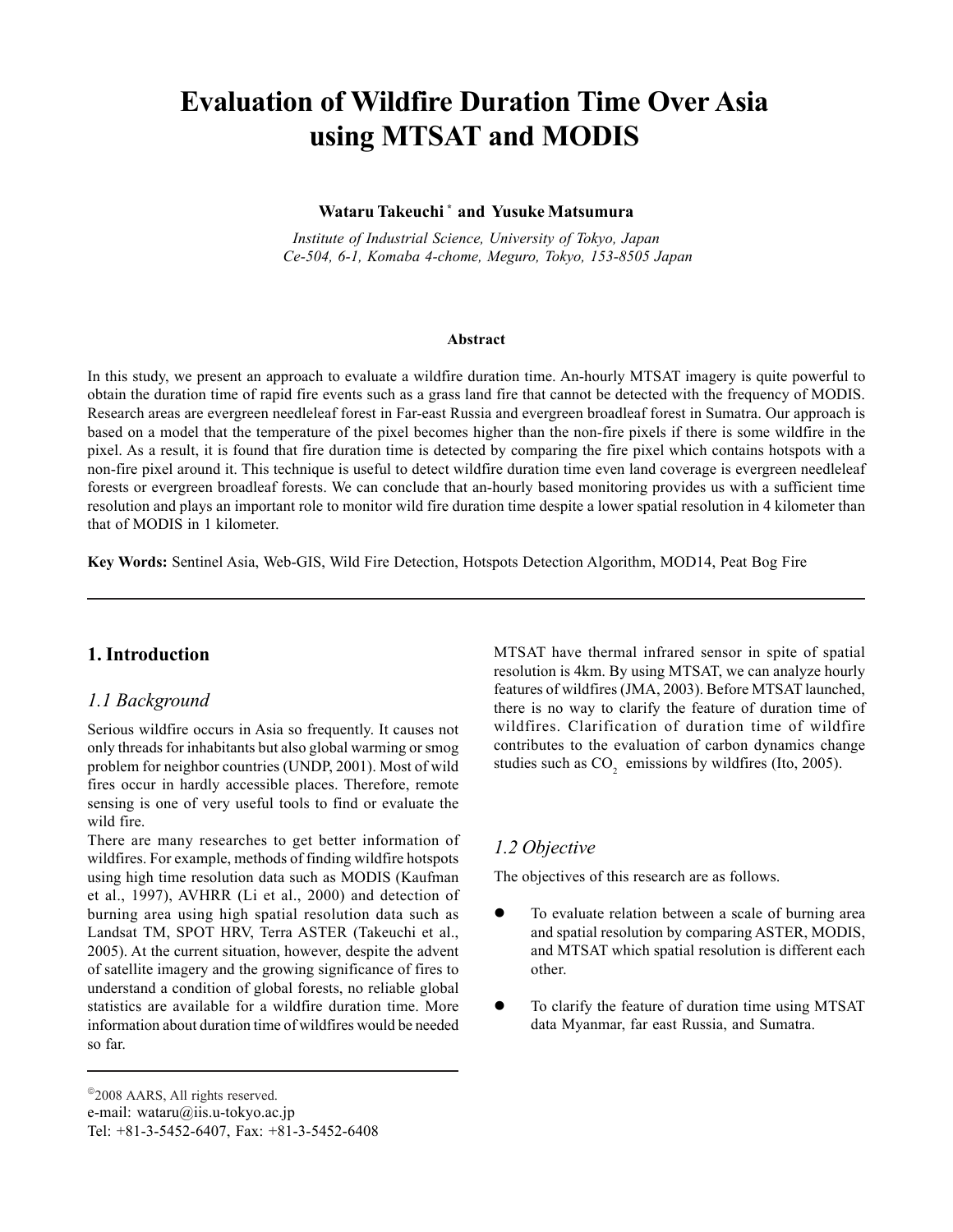# Evaluation of Wildfire Duration Time Over Asia using MTSAT and MODIS

**Wataru Takeuchi * and Yusuke Matsumura**

*Institute of Industrial Science, University of Tokyo, Japan*
*Ce-504, 6-1, Komaba 4-chome, Meguro, Tokyo, 153-8505 Japan*

#### Abstract

In this study, we present an approach to evaluate a wildfire duration time. An-hourly MTSAT imagery is quite powerful to obtain the duration time of rapid fire events such as a grass land fire that cannot be detected with the frequency of MODIS. Research areas are evergreen needleleaf forest in Far-east Russia and evergreen broadleaf forest in Sumatra. Our approach is based on a model that the temperature of the pixel becomes higher than the non-fire pixels if there is some wildfire in the pixel. As a result, it is found that fire duration time is detected by comparing the fire pixel which contains hotspots with a non-fire pixel around it. This technique is useful to detect wildfire duration time even land coverage is evergreen needleleaf forests or evergreen broadleaf forests. We can conclude that an-hourly based monitoring provides us with a sufficient time resolution and plays an important role to monitor wild fire duration time despite a lower spatial resolution in 4 kilometer than that of MODIS in 1 kilometer.

**Key Words:** Sentinel Asia, Web-GIS, Wild Fire Detection, Hotspots Detection Algorithm, MOD14, Peat Bog Fire

## 1. Introduction

### *1.1 Background*

Serious wildfire occurs in Asia so frequently. It causes not only threads for inhabitants but also global warming or smog problem for neighbor countries (UNDP, 2001). Most of wild fires occur in hardly accessible places. Therefore, remote sensing is one of very useful tools to find or evaluate the wild fire.

There are many researches to get better information of wildfires. For example, methods of finding wildfire hotspots using high time resolution data such as MODIS (Kaufman et al., 1997), AVHRR (Li et al., 2000) and detection of burning area using high spatial resolution data such as Landsat TM, SPOT HRV, Terra ASTER (Takeuchi et al., 2005). At the current situation, however, despite the advent of satellite imagery and the growing significance of fires to understand a condition of global forests, no reliable global statistics are available for a wildfire duration time. More information about duration time of wildfires would be needed so far.

MTSAT have thermal infrared sensor in spite of spatial resolution is 4km. By using MTSAT, we can analyze hourly features of wildfires (JMA, 2003). Before MTSAT launched, there is no way to clarify the feature of duration time of wildfires. Clarification of duration time of wildfire contributes to the evaluation of carbon dynamics change studies such as $CO_2$ emissions by wildfires (Ito, 2005).

### *1.2 Objective*

The objectives of this research are as follows.

- To evaluate relation between a scale of burning area and spatial resolution by comparing ASTER, MODIS, and MTSAT which spatial resolution is different each other.
- To clarify the feature of duration time using MTSAT data Myanmar, far east Russia, and Sumatra.

©2008 AARS, All rights reserved.
e-mail: wataru@iis.u-tokyo.ac.jp
Tel: +81-3-5452-6407, Fax: +81-3-5452-6408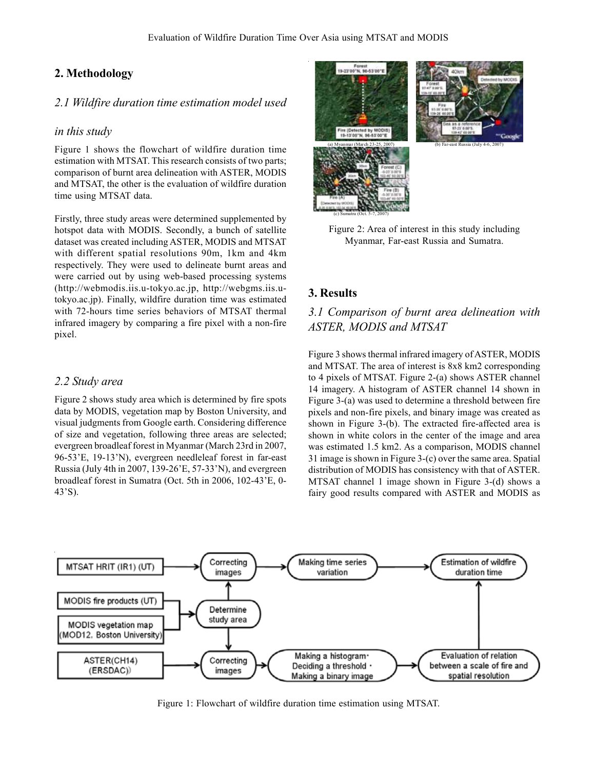## 2. Methodology

### *2.1 Wildfire duration time estimation model used in this study*

Figure 1 shows the flowchart of wildfire duration time estimation with MTSAT. This research consists of two parts; comparison of burnt area delineation with ASTER, MODIS and MTSAT, the other is the evaluation of wildfire duration time using MTSAT data.

Firstly, three study areas were determined supplemented by hotspot data with MODIS. Secondly, a bunch of satellite dataset was created including ASTER, MODIS and MTSAT with different spatial resolutions 90m, 1km and 4km respectively. They were used to delineate burnt areas and were carried out by using web-based processing systems (http://webmodis.iis.u-tokyo.ac.jp, http://webgms.iis.u-tokyo.ac.jp). Finally, wildfire duration time was estimated with 72-hours time series behaviors of MTSAT thermal infrared imagery by comparing a fire pixel with a non-fire pixel.

### *2.2 Study area*

Figure 2 shows study area which is determined by fire spots data by MODIS, vegetation map by Boston University, and visual judgments from Google earth. Considering difference of size and vegetation, following three areas are selected; evergreen broadleaf forest in Myanmar (March 23rd in 2007, 96-53'E, 19-13'N), evergreen needleleaf forest in far-east Russia (July 4th in 2007, 139-26'E, 57-33'N), and evergreen broadleaf forest in Sumatra (Oct. 5th in 2006, 102-43'E, 0-43'S).

(a) Myanmar (March 23-25, 2007)

(b) Far-east Russia (July 4-6, 2007)

(c) Sumatra (Oct. 5-7, 2007)

Figure 2: Area of interest in this study including Myanmar, Far-east Russia and Sumatra.

## 3. Results

### *3.1 Comparison of burnt area delineation with ASTER, MODIS and MTSAT*

Figure 3 shows thermal infrared imagery of ASTER, MODIS and MTSAT. The area of interest is 8x8 km2 corresponding to 4 pixels of MTSAT. Figure 2-(a) shows ASTER channel 14 imagery. A histogram of ASTER channel 14 shown in Figure 3-(a) was used to determine a threshold between fire pixels and non-fire pixels, and binary image was created as shown in Figure 3-(b). The extracted fire-affected area is shown in white colors in the center of the image and area was estimated 1.5 km2. As a comparison, MODIS channel 31 image is shown in Figure 3-(c) over the same area. Spatial distribution of MODIS has consistency with that of ASTER. MTSAT channel 1 image shown in Figure 3-(d) shows a fairy good results compared with ASTER and MODIS as

Figure 1: Flowchart of wildfire duration time estimation using MTSAT.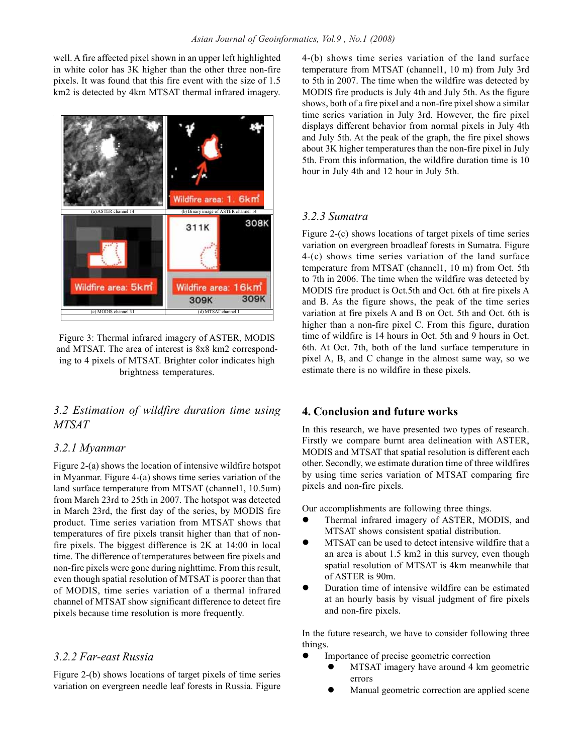well. A fire affected pixel shown in an upper left highlighted in white color has 3K higher than the other three non-fire pixels. It was found that this fire event with the size of 1.5 km2 is detected by 4km MTSAT thermal infrared imagery.

Figure 3: Thermal infrared imagery of ASTER, MODIS and MTSAT. The area of interest is 8x8 km2 corresponding to 4 pixels of MTSAT. Brighter color indicates high brightness temperatures.

## 3.2 Estimation of wildfire duration time using MTSAT

### 3.2.1 Myanmar

Figure 2-(a) shows the location of intensive wildfire hotspot in Myanmar. Figure 4-(a) shows time series variation of the land surface temperature from MTSAT (channel1, 10.5um) from March 23rd to 25th in 2007. The hotspot was detected in March 23rd, the first day of the series, by MODIS fire product. Time series variation from MTSAT shows that temperatures of fire pixels transit higher than that of non-fire pixels. The biggest difference is 2K at 14:00 in local time. The difference of temperatures between fire pixels and non-fire pixels were gone during nighttime. From this result, even though spatial resolution of MTSAT is poorer than that of MODIS, time series variation of a thermal infrared channel of MTSAT show significant difference to detect fire pixels because time resolution is more frequently.

### 3.2.2 Far-east Russia

Figure 2-(b) shows locations of target pixels of time series variation on evergreen needle leaf forests in Russia. Figure 4-(b) shows time series variation of the land surface temperature from MTSAT (channel1, 10 m) from July 3rd to 5th in 2007. The time when the wildfire was detected by MODIS fire products is July 4th and July 5th. As the figure shows, both of a fire pixel and a non-fire pixel show a similar time series variation in July 3rd. However, the fire pixel displays different behavior from normal pixels in July 4th and July 5th. At the peak of the graph, the fire pixel shows about 3K higher temperatures than the non-fire pixel in July 5th. From this information, the wildfire duration time is 10 hour in July 4th and 12 hour in July 5th.

### 3.2.3 Sumatra

Figure 2-(c) shows locations of target pixels of time series variation on evergreen broadleaf forests in Sumatra. Figure 4-(c) shows time series variation of the land surface temperature from MTSAT (channel1, 10 m) from Oct. 5th to 7th in 2006. The time when the wildfire was detected by MODIS fire product is Oct.5th and Oct. 6th at fire pixels A and B. As the figure shows, the peak of the time series variation at fire pixels A and B on Oct. 5th and Oct. 6th is higher than a non-fire pixel C. From this figure, duration time of wildfire is 14 hours in Oct. 5th and 9 hours in Oct. 6th. At Oct. 7th, both of the land surface temperature in pixel A, B, and C change in the almost same way, so we estimate there is no wildfire in these pixels.

## 4. Conclusion and future works

In this research, we have presented two types of research. Firstly we compare burnt area delineation with ASTER, MODIS and MTSAT that spatial resolution is different each other. Secondly, we estimate duration time of three wildfires by using time series variation of MTSAT comparing fire pixels and non-fire pixels.

Our accomplishments are following three things.

- Thermal infrared imagery of ASTER, MODIS, and MTSAT shows consistent spatial distribution.
- MTSAT can be used to detect intensive wildfire that a an area is about 1.5 km2 in this survey, even though spatial resolution of MTSAT is 4km meanwhile that of ASTER is 90m.
- Duration time of intensive wildfire can be estimated at an hourly basis by visual judgment of fire pixels and non-fire pixels.

In the future research, we have to consider following three things.

- Importance of precise geometric correction
    - MTSAT imagery have around 4 km geometric errors
    - Manual geometric correction are applied scene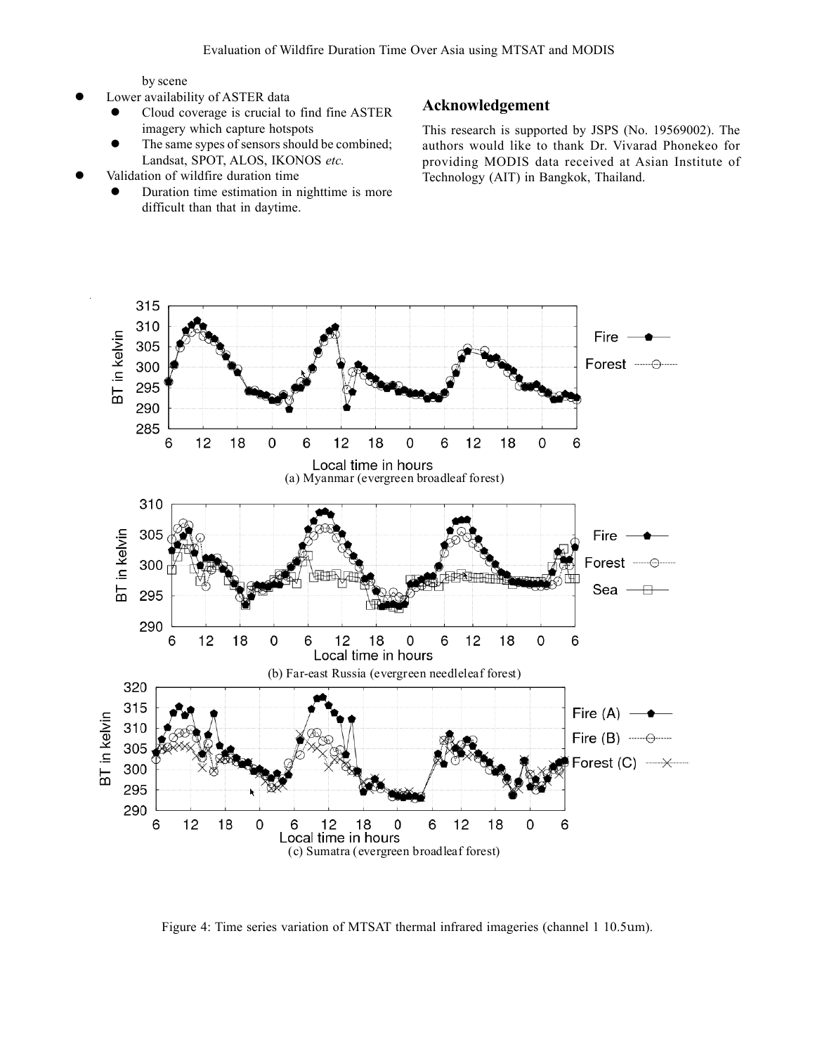by scene

- Lower availability of ASTER data
    - Cloud coverage is crucial to find fine ASTER imagery which capture hotspots
    - The same sypes of sensors should be combined; Landsat, SPOT, ALOS, IKONOS *etc.*
- Validation of wildfire duration time
    - Duration time estimation in nighttime is more difficult than that in daytime.

## Acknowledgement

This research is supported by JSPS (No. 19569002). The authors would like to thank Dr. Vivarad Phonekeo for providing MODIS data received at Asian Institute of Technology (AIT) in Bangkok, Thailand.

(a) Myanmar (evergreen broadleaf forest)

(b) Far-east Russia (evergreen needleleaf forest)

(c) Sumatra (evergreen broadleaf forest)

Figure 4: Time series variation of MTSAT thermal infrared imageries (channel 1 10.5um).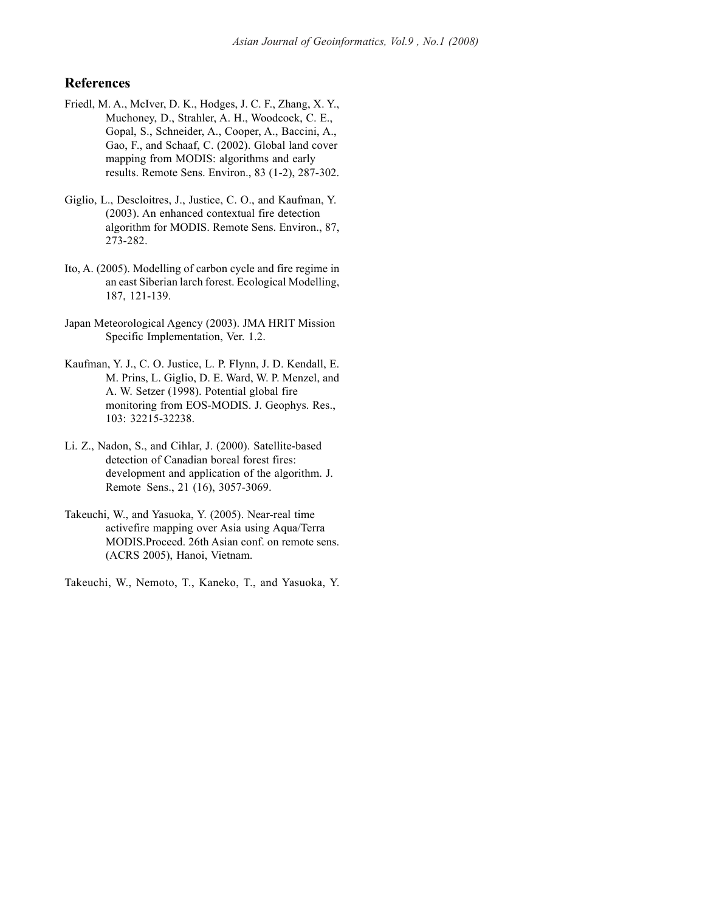## References

Friedl, M. A., McIver, D. K., Hodges, J. C. F., Zhang, X. Y., Muchoney, D., Strahler, A. H., Woodcock, C. E., Gopal, S., Schneider, A., Cooper, A., Baccini, A., Gao, F., and Schaaf, C. (2002). Global land cover mapping from MODIS: algorithms and early results. Remote Sens. Environ., 83 (1-2), 287-302.

Giglio, L., Descloitres, J., Justice, C. O., and Kaufman, Y. (2003). An enhanced contextual fire detection algorithm for MODIS. Remote Sens. Environ., 87, 273-282.

Ito, A. (2005). Modelling of carbon cycle and fire regime in an east Siberian larch forest. Ecological Modelling, 187, 121-139.

Japan Meteorological Agency (2003). JMA HRIT Mission Specific Implementation, Ver. 1.2.

Kaufman, Y. J., C. O. Justice, L. P. Flynn, J. D. Kendall, E. M. Prins, L. Giglio, D. E. Ward, W. P. Menzel, and A. W. Setzer (1998). Potential global fire monitoring from EOS-MODIS. J. Geophys. Res., 103: 32215-32238.

Li. Z., Nadon, S., and Cihlar, J. (2000). Satellite-based detection of Canadian boreal forest fires: development and application of the algorithm. J. Remote Sens., 21 (16), 3057-3069.

Takeuchi, W., and Yasuoka, Y. (2005). Near-real time activefire mapping over Asia using Aqua/Terra MODIS.Proceed. 26th Asian conf. on remote sens. (ACRS 2005), Hanoi, Vietnam.

Takeuchi, W., Nemoto, T., Kaneko, T., and Yasuoka, Y.